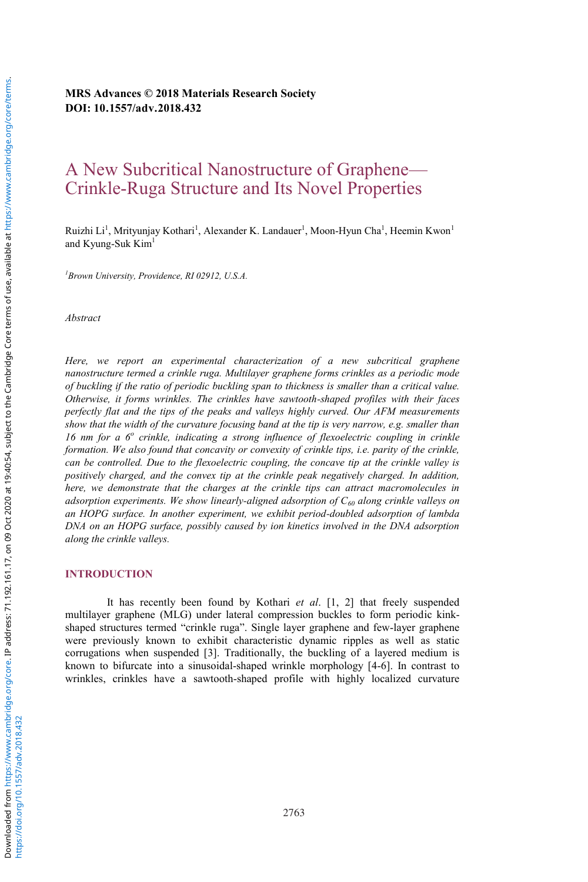**MRS Advances © 2018 Materials Research Society**
**DOI: 10.1557/adv.2018.432**

# A New Subcritical Nanostructure of Graphene—Crinkle-Ruga Structure and Its Novel Properties

Ruizhi Li[1], Mrityunjay Kothari[1], Alexander K. Landauer[1], Moon-Hyun Cha[1], Heemin Kwon[1] and Kyung-Suk Kim[1]

[1]*Brown University, Providence, RI 02912, U.S.A.*

*Abstract*

*Here, we report an experimental characterization of a new subcritical graphene nanostructure termed a crinkle ruga. Multilayer graphene forms crinkles as a periodic mode of buckling if the ratio of periodic buckling span to thickness is smaller than a critical value. Otherwise, it forms wrinkles. The crinkles have sawtooth-shaped profiles with their faces perfectly flat and the tips of the peaks and valleys highly curved. Our AFM measurements show that the width of the curvature focusing band at the tip is very narrow, e.g. smaller than 16 nm for a $6^o$ crinkle, indicating a strong influence of flexoelectric coupling in crinkle formation. We also found that concavity or convexity of crinkle tips, i.e. parity of the crinkle, can be controlled. Due to the flexoelectric coupling, the concave tip at the crinkle valley is positively charged, and the convex tip at the crinkle peak negatively charged. In addition, here, we demonstrate that the charges at the crinkle tips can attract macromolecules in adsorption experiments. We show linearly-aligned adsorption of $C_{60}$ along crinkle valleys on an HOPG surface. In another experiment, we exhibit period-doubled adsorption of lambda DNA on an HOPG surface, possibly caused by ion kinetics involved in the DNA adsorption along the crinkle valleys.*

## INTRODUCTION

It has recently been found by Kothari *et al*. [1, 2] that freely suspended multilayer graphene (MLG) under lateral compression buckles to form periodic kink-shaped structures termed "crinkle ruga". Single layer graphene and few-layer graphene were previously known to exhibit characteristic dynamic ripples as well as static corrugations when suspended [3]. Traditionally, the buckling of a layered medium is known to bifurcate into a sinusoidal-shaped wrinkle morphology [4-6]. In contrast to wrinkles, crinkles have a sawtooth-shaped profile with highly localized curvature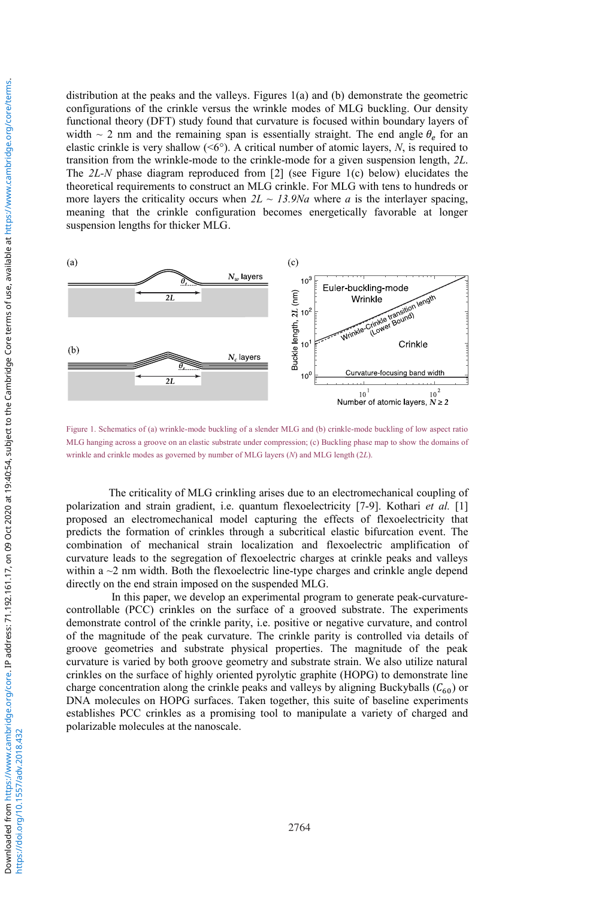distribution at the peaks and the valleys. Figures 1(a) and (b) demonstrate the geometric configurations of the crinkle versus the wrinkle modes of MLG buckling. Our density functional theory (DFT) study found that curvature is focused within boundary layers of width ~ 2 nm and the remaining span is essentially straight. The end angle $\theta_e$ for an elastic crinkle is very shallow (<6°). A critical number of atomic layers, $N$, is required to transition from the wrinkle-mode to the crinkle-mode for a given suspension length, *2L*. The *2L-N* phase diagram reproduced from [2] (see Figure 1(c) below) elucidates the theoretical requirements to construct an MLG crinkle. For MLG with tens to hundreds or more layers the criticality occurs when $2L \sim 13.9Na$ where $a$ is the interlayer spacing, meaning that the crinkle configuration becomes energetically favorable at longer suspension lengths for thicker MLG.

Figure 1. Schematics of (a) wrinkle-mode buckling of a slender MLG and (b) crinkle-mode buckling of low aspect ratio MLG hanging across a groove on an elastic substrate under compression; (c) Buckling phase map to show the domains of wrinkle and crinkle modes as governed by number of MLG layers ($N$) and MLG length ($2L$).

The criticality of MLG crinkling arises due to an electromechanical coupling of polarization and strain gradient, i.e. quantum flexoelectricity [7-9]. Kothari *et al.* [1] proposed an electromechanical model capturing the effects of flexoelectricity that predicts the formation of crinkles through a subcritical elastic bifurcation event. The combination of mechanical strain localization and flexoelectric amplification of curvature leads to the segregation of flexoelectric charges at crinkle peaks and valleys within a ~2 nm width. Both the flexoelectric line-type charges and crinkle angle depend directly on the end strain imposed on the suspended MLG.

In this paper, we develop an experimental program to generate peak-curvature-controllable (PCC) crinkles on the surface of a grooved substrate. The experiments demonstrate control of the crinkle parity, i.e. positive or negative curvature, and control of the magnitude of the peak curvature. The crinkle parity is controlled via details of groove geometries and substrate physical properties. The magnitude of the peak curvature is varied by both groove geometry and substrate strain. We also utilize natural crinkles on the surface of highly oriented pyrolytic graphite (HOPG) to demonstrate line charge concentration along the crinkle peaks and valleys by aligning Buckyballs ($C_{60}$) or DNA molecules on HOPG surfaces. Taken together, this suite of baseline experiments establishes PCC crinkles as a promising tool to manipulate a variety of charged and polarizable molecules at the nanoscale.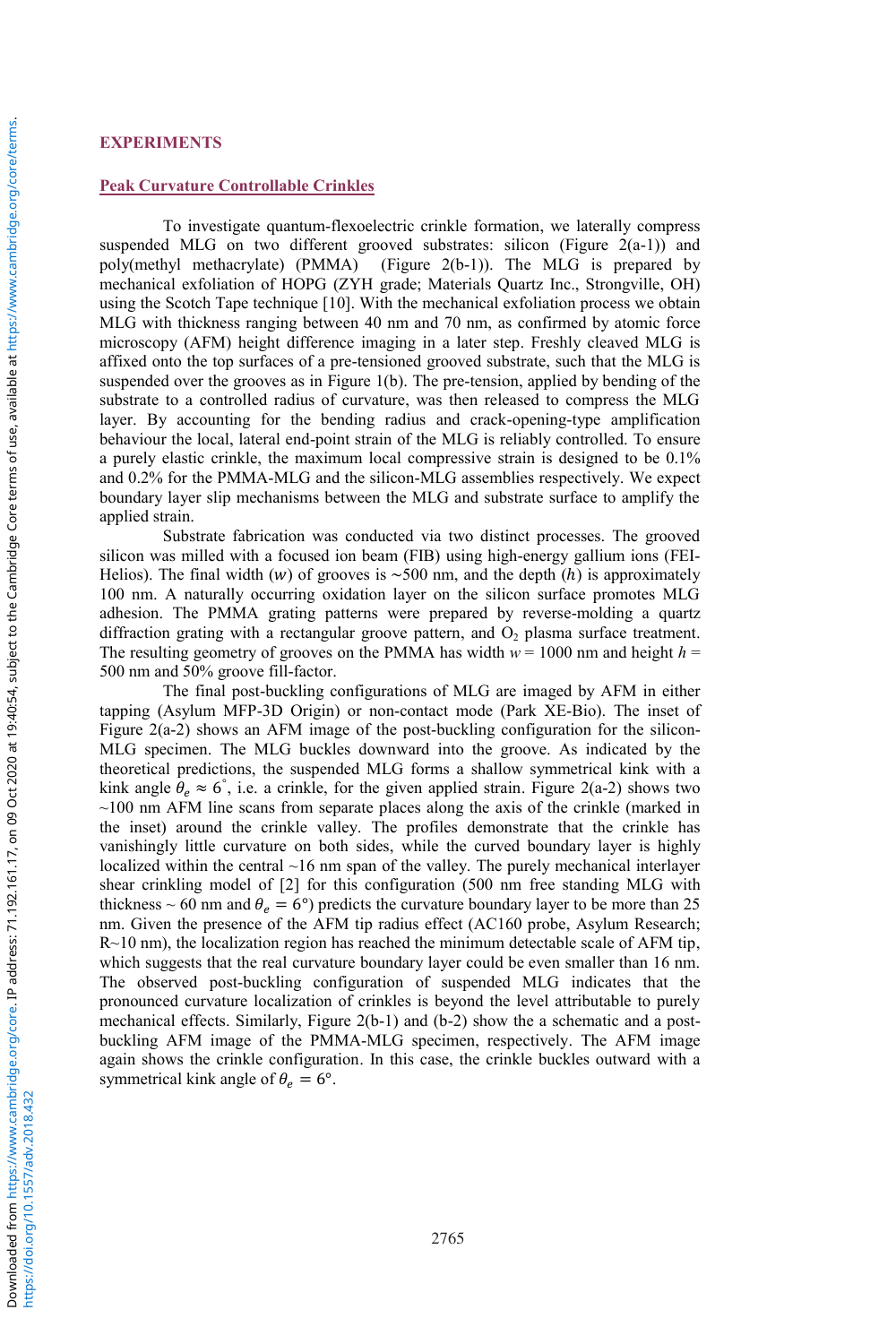## EXPERIMENTS

### Peak Curvature Controllable Crinkles

To investigate quantum-flexoelectric crinkle formation, we laterally compress suspended MLG on two different grooved substrates: silicon (Figure 2(a-1)) and poly(methyl methacrylate) (PMMA) (Figure 2(b-1)). The MLG is prepared by mechanical exfoliation of HOPG (ZYH grade; Materials Quartz Inc., Strongville, OH) using the Scotch Tape technique [10]. With the mechanical exfoliation process we obtain MLG with thickness ranging between 40 nm and 70 nm, as confirmed by atomic force microscopy (AFM) height difference imaging in a later step. Freshly cleaved MLG is affixed onto the top surfaces of a pre-tensioned grooved substrate, such that the MLG is suspended over the grooves as in Figure 1(b). The pre-tension, applied by bending of the substrate to a controlled radius of curvature, was then released to compress the MLG layer. By accounting for the bending radius and crack-opening-type amplification behaviour the local, lateral end-point strain of the MLG is reliably controlled. To ensure a purely elastic crinkle, the maximum local compressive strain is designed to be 0.1% and 0.2% for the PMMA-MLG and the silicon-MLG assemblies respectively. We expect boundary layer slip mechanisms between the MLG and substrate surface to amplify the applied strain.

Substrate fabrication was conducted via two distinct processes. The grooved silicon was milled with a focused ion beam (FIB) using high-energy gallium ions (FEI-Helios). The final width ($w$) of grooves is $\sim$500 nm, and the depth ($h$) is approximately 100 nm. A naturally occurring oxidation layer on the silicon surface promotes MLG adhesion. The PMMA grating patterns were prepared by reverse-molding a quartz diffraction grating with a rectangular groove pattern, and $O_2$ plasma surface treatment. The resulting geometry of grooves on the PMMA has width $w$ = 1000 nm and height $h$ = 500 nm and 50% groove fill-factor.

The final post-buckling configurations of MLG are imaged by AFM in either tapping (Asylum MFP-3D Origin) or non-contact mode (Park XE-Bio). The inset of Figure 2(a-2) shows an AFM image of the post-buckling configuration for the silicon-MLG specimen. The MLG buckles downward into the groove. As indicated by the theoretical predictions, the suspended MLG forms a shallow symmetrical kink with a kink angle $\theta_e \approx 6^{\circ}$, i.e. a crinkle, for the given applied strain. Figure 2(a-2) shows two ~100 nm AFM line scans from separate places along the axis of the crinkle (marked in the inset) around the crinkle valley. The profiles demonstrate that the crinkle has vanishingly little curvature on both sides, while the curved boundary layer is highly localized within the central ~16 nm span of the valley. The purely mechanical interlayer shear crinkling model of [2] for this configuration (500 nm free standing MLG with thickness ~ 60 nm and $\theta_e = 6°$) predicts the curvature boundary layer to be more than 25 nm. Given the presence of the AFM tip radius effect (AC160 probe, Asylum Research; R~10 nm), the localization region has reached the minimum detectable scale of AFM tip, which suggests that the real curvature boundary layer could be even smaller than 16 nm. The observed post-buckling configuration of suspended MLG indicates that the pronounced curvature localization of crinkles is beyond the level attributable to purely mechanical effects. Similarly, Figure 2(b-1) and (b-2) show the a schematic and a post-buckling AFM image of the PMMA-MLG specimen, respectively. The AFM image again shows the crinkle configuration. In this case, the crinkle buckles outward with a symmetrical kink angle of $\theta_e = 6°$.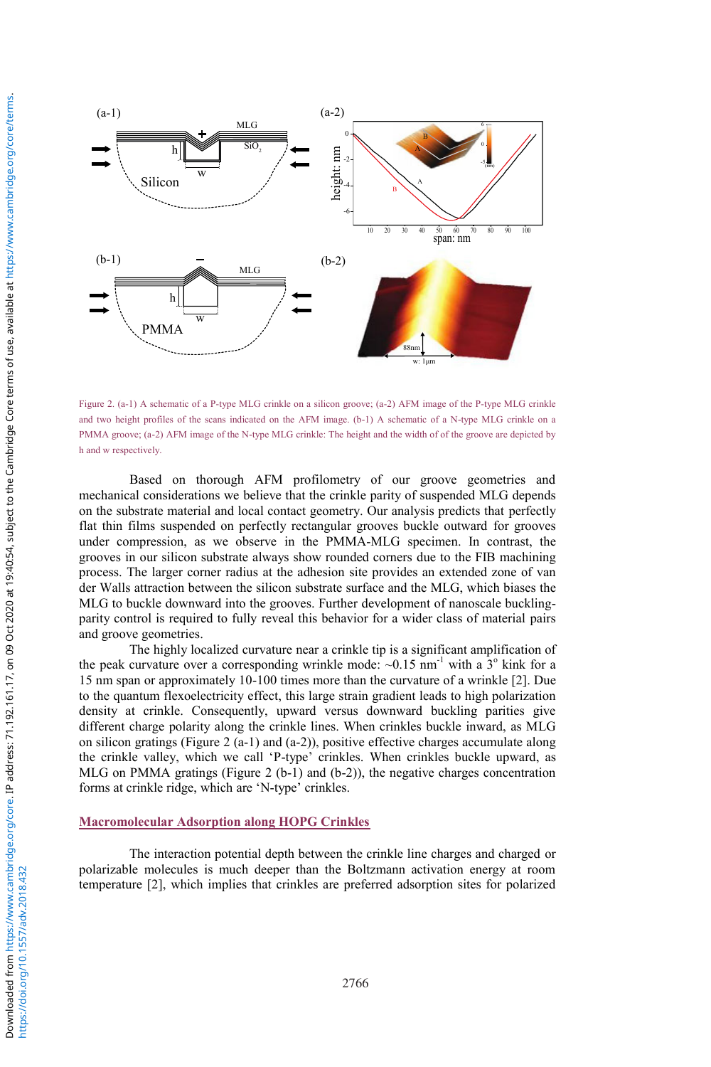Figure 2. (a-1) A schematic of a P-type MLG crinkle on a silicon groove; (a-2) AFM image of the P-type MLG crinkle and two height profiles of the scans indicated on the AFM image. (b-1) A schematic of a N-type MLG crinkle on a PMMA groove; (a-2) AFM image of the N-type MLG crinkle: The height and the width of of the groove are depicted by h and w respectively.

Based on thorough AFM profilometry of our groove geometries and mechanical considerations we believe that the crinkle parity of suspended MLG depends on the substrate material and local contact geometry. Our analysis predicts that perfectly flat thin films suspended on perfectly rectangular grooves buckle outward for grooves under compression, as we observe in the PMMA-MLG specimen. In contrast, the grooves in our silicon substrate always show rounded corners due to the FIB machining process. The larger corner radius at the adhesion site provides an extended zone of van der Waals attraction between the silicon substrate surface and the MLG, which biases the MLG to buckle downward into the grooves. Further development of nanoscale buckling-parity control is required to fully reveal this behavior for a wider class of material pairs and groove geometries.

The highly localized curvature near a crinkle tip is a significant amplification of the peak curvature over a corresponding wrinkle mode: ~0.15 $nm^{-1}$ with a $3^{o}$ kink for a 15 nm span or approximately 10-100 times more than the curvature of a wrinkle [2]. Due to the quantum flexoelectricity effect, this large strain gradient leads to high polarization density at crinkle. Consequently, upward versus downward buckling parities give different charge polarity along the crinkle lines. When crinkles buckle inward, as MLG on silicon gratings (Figure 2 (a-1) and (a-2)), positive effective charges accumulate along the crinkle valley, which we call 'P-type' crinkles. When crinkles buckle upward, as MLG on PMMA gratings (Figure 2 (b-1) and (b-2)), the negative charges concentration forms at crinkle ridge, which are 'N-type' crinkles.

## Macromolecular Adsorption along HOPG Crinkles

The interaction potential depth between the crinkle line charges and charged or polarizable molecules is much deeper than the Boltzmann activation energy at room temperature [2], which implies that crinkles are preferred adsorption sites for polarized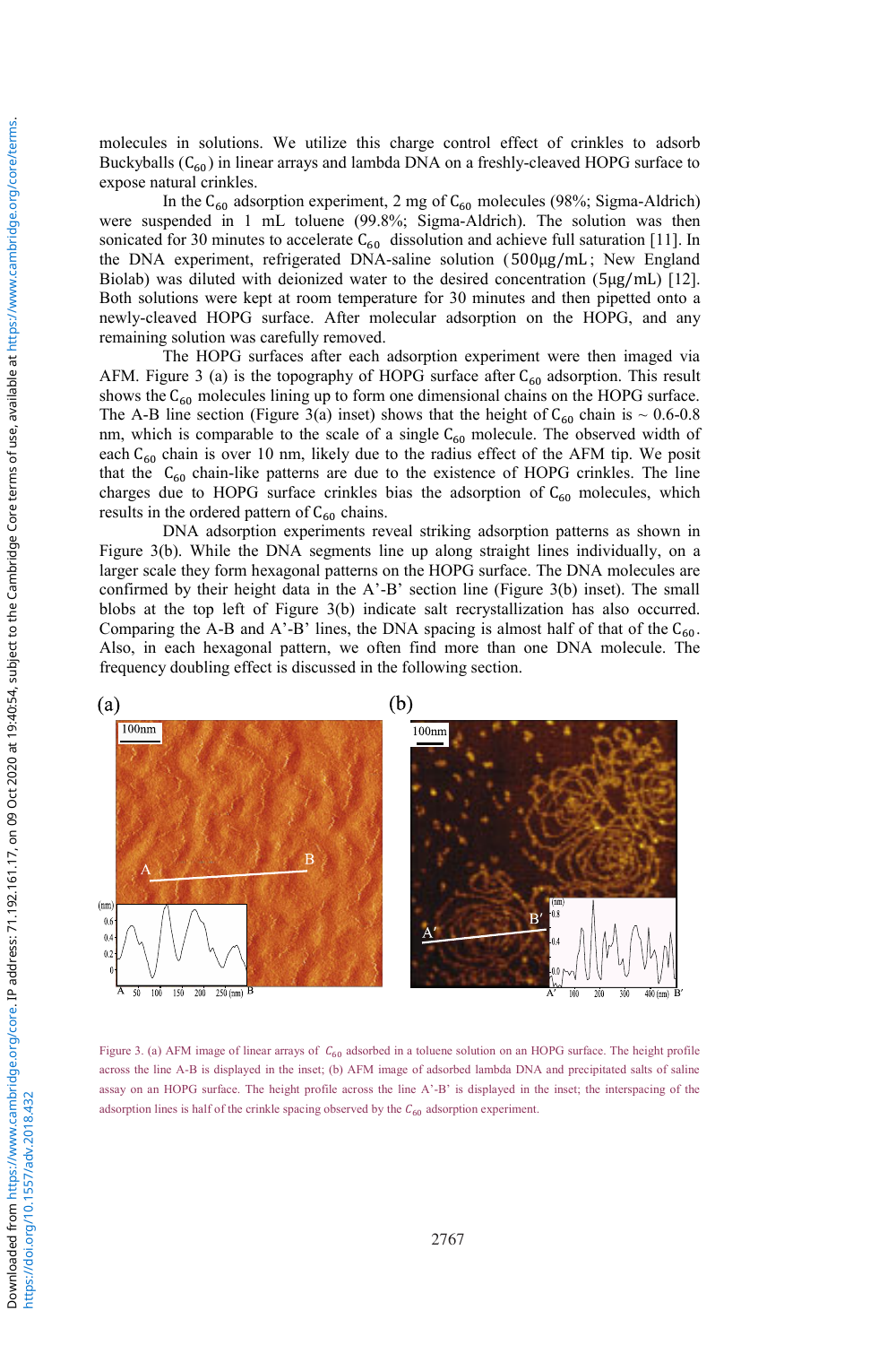molecules in solutions. We utilize this charge control effect of crinkles to adsorb Buckyballs ($C_{60}$) in linear arrays and lambda DNA on a freshly-cleaved HOPG surface to expose natural crinkles.

In the $C_{60}$ adsorption experiment, 2 mg of $C_{60}$ molecules (98%; Sigma-Aldrich) were suspended in 1 mL toluene (99.8%; Sigma-Aldrich). The solution was then sonicated for 30 minutes to accelerate $C_{60}$ dissolution and achieve full saturation [11]. In the DNA experiment, refrigerated DNA-saline solution (500μg/mL; New England Biolab) was diluted with deionized water to the desired concentration (5μg/mL) [12]. Both solutions were kept at room temperature for 30 minutes and then pipetted onto a newly-cleaved HOPG surface. After molecular adsorption on the HOPG, and any remaining solution was carefully removed.

The HOPG surfaces after each adsorption experiment were then imaged via AFM. Figure 3 (a) is the topography of HOPG surface after $C_{60}$ adsorption. This result shows the $C_{60}$ molecules lining up to form one dimensional chains on the HOPG surface. The A-B line section (Figure 3(a) inset) shows that the height of $C_{60}$ chain is ~ 0.6-0.8 nm, which is comparable to the scale of a single $C_{60}$ molecule. The observed width of each $C_{60}$ chain is over 10 nm, likely due to the radius effect of the AFM tip. We posit that the $C_{60}$ chain-like patterns are due to the existence of HOPG crinkles. The line charges due to HOPG surface crinkles bias the adsorption of $C_{60}$ molecules, which results in the ordered pattern of $C_{60}$ chains.

DNA adsorption experiments reveal striking adsorption patterns as shown in Figure 3(b). While the DNA segments line up along straight lines individually, on a larger scale they form hexagonal patterns on the HOPG surface. The DNA molecules are confirmed by their height data in the A'-B' section line (Figure 3(b) inset). The small blobs at the top left of Figure 3(b) indicate salt recrystallization has also occurred. Comparing the A-B and A'-B' lines, the DNA spacing is almost half of that of the $C_{60}$. Also, in each hexagonal pattern, we often find more than one DNA molecule. The frequency doubling effect is discussed in the following section.

Figure 3. (a) AFM image of linear arrays of $C_{60}$ adsorbed in a toluene solution on an HOPG surface. The height profile across the line A-B is displayed in the inset; (b) AFM image of adsorbed lambda DNA and precipitated salts of saline assay on an HOPG surface. The height profile across the line A'-B' is displayed in the inset; the interspacing of the adsorption lines is half of the crinkle spacing observed by the $C_{60}$ adsorption experiment.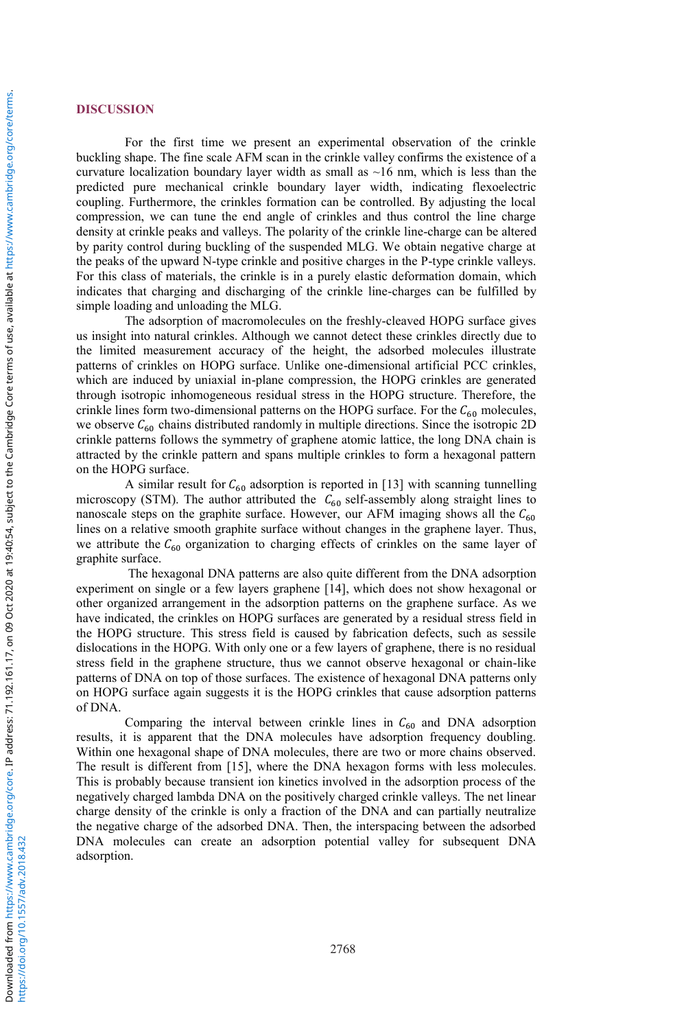## DISCUSSION

For the first time we present an experimental observation of the crinkle buckling shape. The fine scale AFM scan in the crinkle valley confirms the existence of a curvature localization boundary layer width as small as ~16 nm, which is less than the predicted pure mechanical crinkle boundary layer width, indicating flexoelectric coupling. Furthermore, the crinkles formation can be controlled. By adjusting the local compression, we can tune the end angle of crinkles and thus control the line charge density at crinkle peaks and valleys. The polarity of the crinkle line-charge can be altered by parity control during buckling of the suspended MLG. We obtain negative charge at the peaks of the upward N-type crinkle and positive charges in the P-type crinkle valleys. For this class of materials, the crinkle is in a purely elastic deformation domain, which indicates that charging and discharging of the crinkle line-charges can be fulfilled by simple loading and unloading the MLG.

The adsorption of macromolecules on the freshly-cleaved HOPG surface gives us insight into natural crinkles. Although we cannot detect these crinkles directly due to the limited measurement accuracy of the height, the adsorbed molecules illustrate patterns of crinkles on HOPG surface. Unlike one-dimensional artificial PCC crinkles, which are induced by uniaxial in-plane compression, the HOPG crinkles are generated through isotropic inhomogeneous residual stress in the HOPG structure. Therefore, the crinkle lines form two-dimensional patterns on the HOPG surface. For the $C_{60}$ molecules, we observe $C_{60}$ chains distributed randomly in multiple directions. Since the isotropic 2D crinkle patterns follows the symmetry of graphene atomic lattice, the long DNA chain is attracted by the crinkle pattern and spans multiple crinkles to form a hexagonal pattern on the HOPG surface.

A similar result for $C_{60}$ adsorption is reported in [13] with scanning tunnelling microscopy (STM). The author attributed the $C_{60}$ self-assembly along straight lines to nanoscale steps on the graphite surface. However, our AFM imaging shows all the $C_{60}$ lines on a relative smooth graphite surface without changes in the graphene layer. Thus, we attribute the $C_{60}$ organization to charging effects of crinkles on the same layer of graphite surface.

The hexagonal DNA patterns are also quite different from the DNA adsorption experiment on single or a few layers graphene [14], which does not show hexagonal or other organized arrangement in the adsorption patterns on the graphene surface. As we have indicated, the crinkles on HOPG surfaces are generated by a residual stress field in the HOPG structure. This stress field is caused by fabrication defects, such as sessile dislocations in the HOPG. With only one or a few layers of graphene, there is no residual stress field in the graphene structure, thus we cannot observe hexagonal or chain-like patterns of DNA on top of those surfaces. The existence of hexagonal DNA patterns only on HOPG surface again suggests it is the HOPG crinkles that cause adsorption patterns of DNA.

Comparing the interval between crinkle lines in $C_{60}$ and DNA adsorption results, it is apparent that the DNA molecules have adsorption frequency doubling. Within one hexagonal shape of DNA molecules, there are two or more chains observed. The result is different from [15], where the DNA hexagon forms with less molecules. This is probably because transient ion kinetics involved in the adsorption process of the negatively charged lambda DNA on the positively charged crinkle valleys. The net linear charge density of the crinkle is only a fraction of the DNA and can partially neutralize the negative charge of the adsorbed DNA. Then, the interspacing between the adsorbed DNA molecules can create an adsorption potential valley for subsequent DNA adsorption.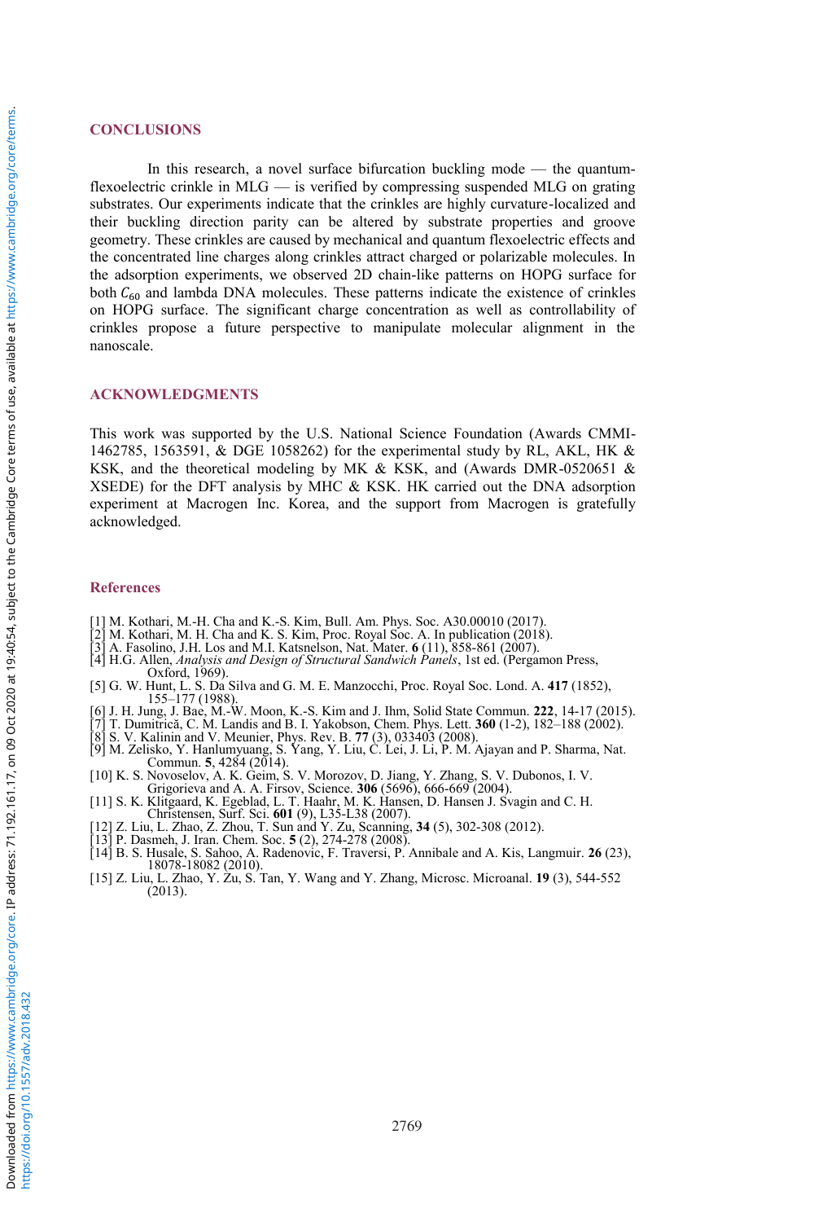## CONCLUSIONS

In this research, a novel surface bifurcation buckling mode — the quantum-flexoelectric crinkle in MLG — is verified by compressing suspended MLG on grating substrates. Our experiments indicate that the crinkles are highly curvature-localized and their buckling direction parity can be altered by substrate properties and groove geometry. These crinkles are caused by mechanical and quantum flexoelectric effects and the concentrated line charges along crinkles attract charged or polarizable molecules. In the adsorption experiments, we observed 2D chain-like patterns on HOPG surface for both $C_{60}$ and lambda DNA molecules. These patterns indicate the existence of crinkles on HOPG surface. The significant charge concentration as well as controllability of crinkles propose a future perspective to manipulate molecular alignment in the nanoscale.

## ACKNOWLEDGMENTS

This work was supported by the U.S. National Science Foundation (Awards CMMI-1462785, 1563591, & DGE 1058262) for the experimental study by RL, AKL, HK & KSK, and the theoretical modeling by MK & KSK, and (Awards DMR-0520651 & XSEDE) for the DFT analysis by MHC & KSK. HK carried out the DNA adsorption experiment at Macrogen Inc. Korea, and the support from Macrogen is gratefully acknowledged.

## References

[1] M. Kothari, M.-H. Cha and K.-S. Kim, Bull. Am. Phys. Soc. A30.00010 (2017).
[2] M. Kothari, M. H. Cha and K. S. Kim, Proc. Royal Soc. A. In publication (2018).
[3] A. Fasolino, J.H. Los and M.I. Katsnelson, Nat. Mater. **6** (11), 858-861 (2007).
[4] H.G. Allen, *Analysis and Design of Structural Sandwich Panels*, 1st ed. (Pergamon Press, Oxford, 1969).
[5] G. W. Hunt, L. S. Da Silva and G. M. E. Manzocchi, Proc. Royal Soc. Lond. A. **417** (1852), 155–177 (1988).
[6] J. H. Jung, J. Bae, M.-W. Moon, K.-S. Kim and J. Ihm, Solid State Commun. **222**, 14-17 (2015).
[7] T. Dumitrică, C. M. Landis and B. I. Yakobson, Chem. Phys. Lett. **360** (1-2), 182–188 (2002).
[8] S. V. Kalinin and V. Meunier, Phys. Rev. B. **77** (3), 033403 (2008).
[9] M. Zelisko, Y. Hanlumyuang, S. Yang, Y. Liu, C. Lei, J. Li, P. M. Ajayan and P. Sharma, Nat. Commun. **5**, 4284 (2014).
[10] K. S. Novoselov, A. K. Geim, S. V. Morozov, D. Jiang, Y. Zhang, S. V. Dubonos, I. V. Grigorieva and A. A. Firsov, Science. **306** (5696), 666-669 (2004).
[11] S. K. Klitgaard, K. Egeblad, L. T. Haahr, M. K. Hansen, D. Hansen J. Svagin and C. H. Christensen, Surf. Sci. **601** (9), L35-L38 (2007).
[12] Z. Liu, L. Zhao, Z. Zhou, T. Sun and Y. Zu, Scanning, **34** (5), 302-308 (2012).
[13] P. Dasmeh, J. Iran. Chem. Soc. **5** (2), 274-278 (2008).
[14] B. S. Husale, S. Sahoo, A. Radenovic, F. Traversi, P. Annibale and A. Kis, Langmuir. **26** (23), 18078-18082 (2010).
[15] Z. Liu, L. Zhao, Y. Zu, S. Tan, Y. Wang and Y. Zhang, Microsc. Microanal. **19** (3), 544-552 (2013).